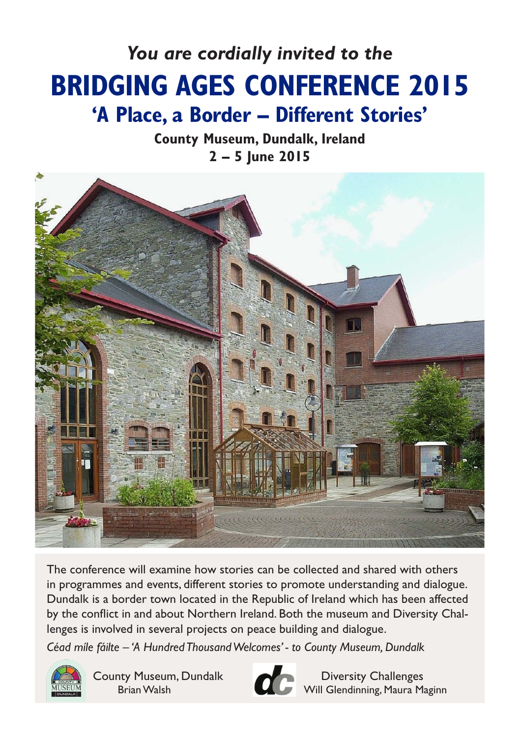*You are cordially invited to the*

# BRIDGING AGES CONFERENCE 2015

## 'A Place, a Border – Different Stories'

**County Museum, Dundalk, Ireland**
**2 – 5 June 2015**

The conference will examine how stories can be collected and shared with others in programmes and events, different stories to promote understanding and dialogue. Dundalk is a border town located in the Republic of Ireland which has been affected by the conflict in and about Northern Ireland. Both the museum and Diversity Challenges is involved in several projects on peace building and dialogue.

*Céad míle fáilte – 'A Hundred Thousand Welcomes' - to County Museum, Dundalk*

County Museum, Dundalk
Brian Walsh

Diversity Challenges
Will Glendinning, Maura Maginn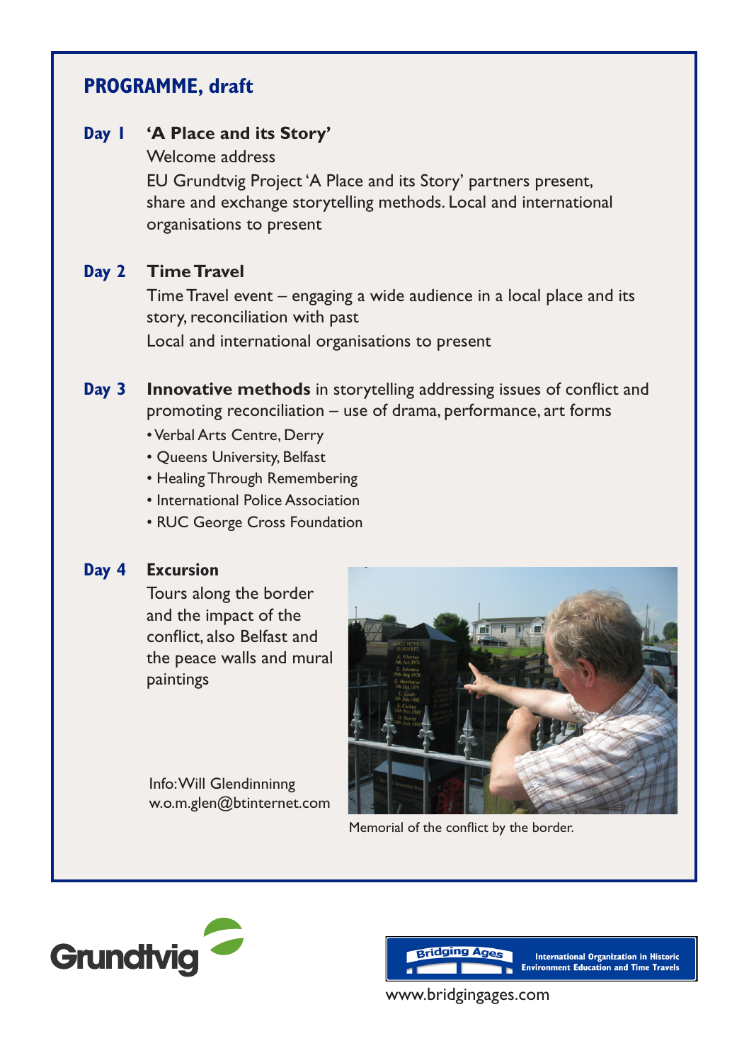## PROGRAMME, draft

**Day 1** **'A Place and its Story'**

Welcome address

EU Grundtvig Project 'A Place and its Story' partners present, share and exchange storytelling methods. Local and international organisations to present

**Day 2** **Time Travel**

Time Travel event – engaging a wide audience in a local place and its story, reconciliation with past

Local and international organisations to present

**Day 3** **Innovative methods** in storytelling addressing issues of conflict and promoting reconciliation – use of drama, performance, art forms

- Verbal Arts Centre, Derry
- Queens University, Belfast
- Healing Through Remembering
- International Police Association
- RUC George Cross Foundation

**Day 4** **Excursion**

Tours along the border and the impact of the conflict, also Belfast and the peace walls and mural paintings

Info: Will Glendinninng
w.o.m.glen@btinternet.com

Memorial of the conflict by the border.

Grundtvig

Bridging Ages – International Organization in Historic Environment Education and Time Travels

www.bridgingages.com